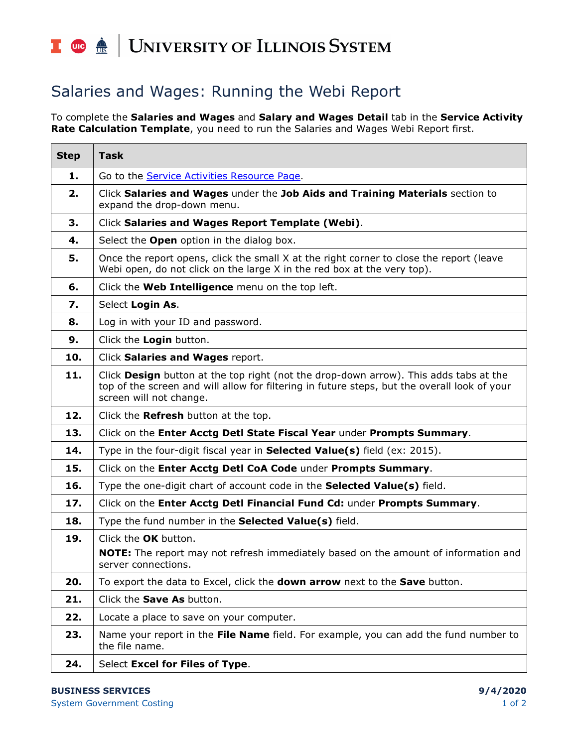# Salaries and Wages: Running the Webi Report

To complete the **Salaries and Wages** and **Salary and Wages Detail** tab in the **Service Activity Rate Calculation Template**, you need to run the Salaries and Wages Webi Report first.

| Step | Task |
|---|---|
| **1.** | Go to the Service Activities Resource Page. |
| **2.** | Click **Salaries and Wages** under the **Job Aids and Training Materials** section to expand the drop-down menu. |
| **3.** | Click **Salaries and Wages Report Template (Webi)**. |
| **4.** | Select the **Open** option in the dialog box. |
| **5.** | Once the report opens, click the small X at the right corner to close the report (leave Webi open, do not click on the large X in the red box at the very top). |
| **6.** | Click the **Web Intelligence** menu on the top left. |
| **7.** | Select **Login As**. |
| **8.** | Log in with your ID and password. |
| **9.** | Click the **Login** button. |
| **10.** | Click **Salaries and Wages** report. |
| **11.** | Click **Design** button at the top right (not the drop-down arrow). This adds tabs at the top of the screen and will allow for filtering in future steps, but the overall look of your screen will not change. |
| **12.** | Click the **Refresh** button at the top. |
| **13.** | Click on the **Enter Acctg Detl State Fiscal Year** under **Prompts Summary**. |
| **14.** | Type in the four-digit fiscal year in **Selected Value(s)** field (ex: 2015). |
| **15.** | Click on the **Enter Acctg Detl CoA Code** under **Prompts Summary**. |
| **16.** | Type the one-digit chart of account code in the **Selected Value(s)** field. |
| **17.** | Click on the **Enter Acctg Detl Financial Fund Cd:** under **Prompts Summary**. |
| **18.** | Type the fund number in the **Selected Value(s)** field. |
| **19.** | Click the **OK** button. **NOTE:** The report may not refresh immediately based on the amount of information and server connections. |
| **20.** | To export the data to Excel, click the **down arrow** next to the **Save** button. |
| **21.** | Click the **Save As** button. |
| **22.** | Locate a place to save on your computer. |
| **23.** | Name your report in the **File Name** field. For example, you can add the fund number to the file name. |
| **24.** | Select **Excel for Files of Type**. |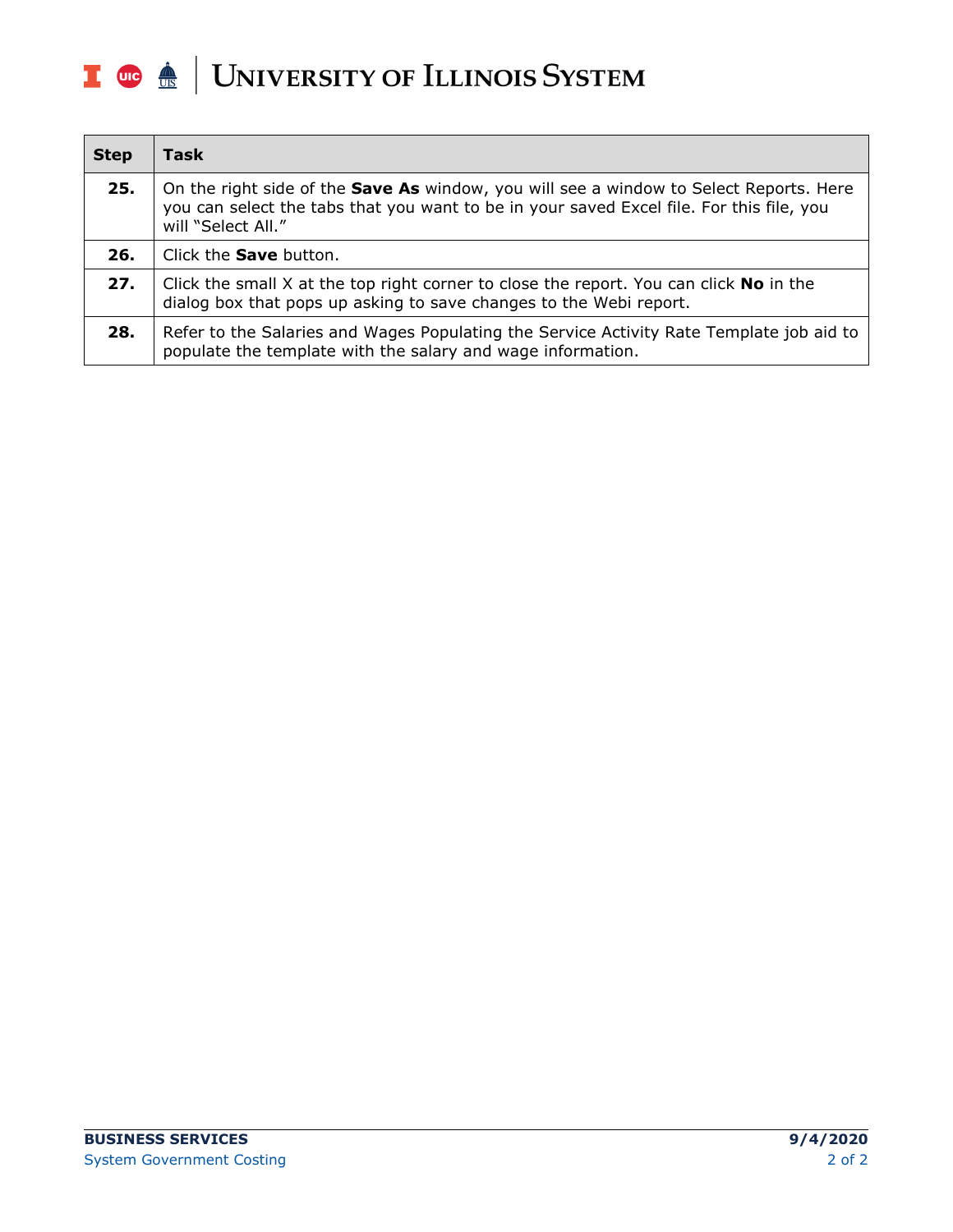| Step | Task |
|---|---|
| **25.** | On the right side of the **Save As** window, you will see a window to Select Reports. Here you can select the tabs that you want to be in your saved Excel file. For this file, you will "Select All." |
| **26.** | Click the **Save** button. |
| **27.** | Click the small X at the top right corner to close the report. You can click **No** in the dialog box that pops up asking to save changes to the Webi report. |
| **28.** | Refer to the Salaries and Wages Populating the Service Activity Rate Template job aid to populate the template with the salary and wage information. |